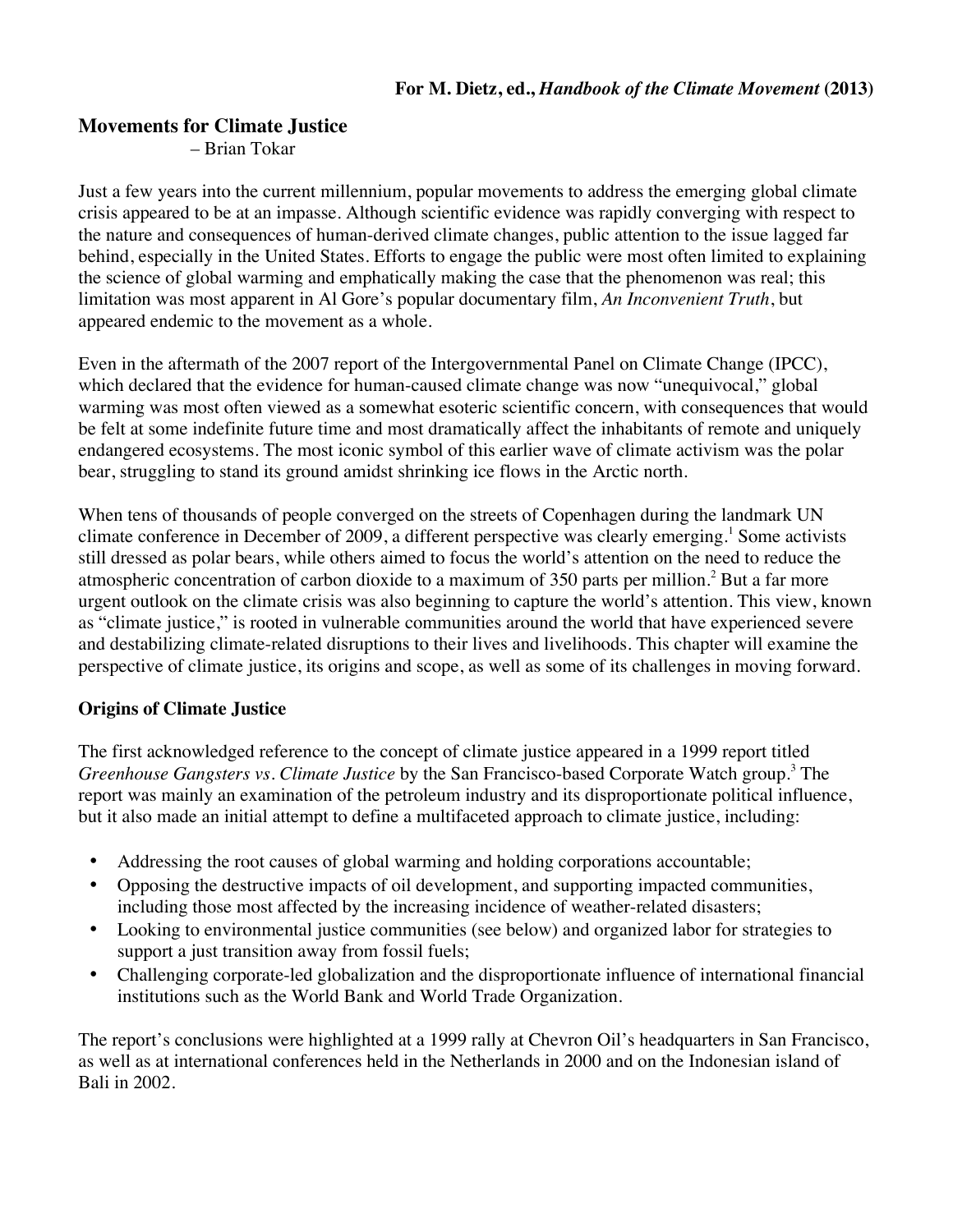**For M. Dietz, ed., *Handbook of the Climate Movement* (2013)**

# Movements for Climate Justice

– Brian Tokar

Just a few years into the current millennium, popular movements to address the emerging global climate crisis appeared to be at an impasse. Although scientific evidence was rapidly converging with respect to the nature and consequences of human-derived climate changes, public attention to the issue lagged far behind, especially in the United States. Efforts to engage the public were most often limited to explaining the science of global warming and emphatically making the case that the phenomenon was real; this limitation was most apparent in Al Gore's popular documentary film, *An Inconvenient Truth*, but appeared endemic to the movement as a whole.

Even in the aftermath of the 2007 report of the Intergovernmental Panel on Climate Change (IPCC), which declared that the evidence for human-caused climate change was now "unequivocal," global warming was most often viewed as a somewhat esoteric scientific concern, with consequences that would be felt at some indefinite future time and most dramatically affect the inhabitants of remote and uniquely endangered ecosystems. The most iconic symbol of this earlier wave of climate activism was the polar bear, struggling to stand its ground amidst shrinking ice flows in the Arctic north.

When tens of thousands of people converged on the streets of Copenhagen during the landmark UN climate conference in December of 2009, a different perspective was clearly emerging.[1] Some activists still dressed as polar bears, while others aimed to focus the world's attention on the need to reduce the atmospheric concentration of carbon dioxide to a maximum of 350 parts per million.[2] But a far more urgent outlook on the climate crisis was also beginning to capture the world's attention. This view, known as "climate justice," is rooted in vulnerable communities around the world that have experienced severe and destabilizing climate-related disruptions to their lives and livelihoods. This chapter will examine the perspective of climate justice, its origins and scope, as well as some of its challenges in moving forward.

## Origins of Climate Justice

The first acknowledged reference to the concept of climate justice appeared in a 1999 report titled *Greenhouse Gangsters vs. Climate Justice* by the San Francisco-based Corporate Watch group.[3] The report was mainly an examination of the petroleum industry and its disproportionate political influence, but it also made an initial attempt to define a multifaceted approach to climate justice, including:

- Addressing the root causes of global warming and holding corporations accountable;
- Opposing the destructive impacts of oil development, and supporting impacted communities, including those most affected by the increasing incidence of weather-related disasters;
- Looking to environmental justice communities (see below) and organized labor for strategies to support a just transition away from fossil fuels;
- Challenging corporate-led globalization and the disproportionate influence of international financial institutions such as the World Bank and World Trade Organization.

The report's conclusions were highlighted at a 1999 rally at Chevron Oil's headquarters in San Francisco, as well as at international conferences held in the Netherlands in 2000 and on the Indonesian island of Bali in 2002.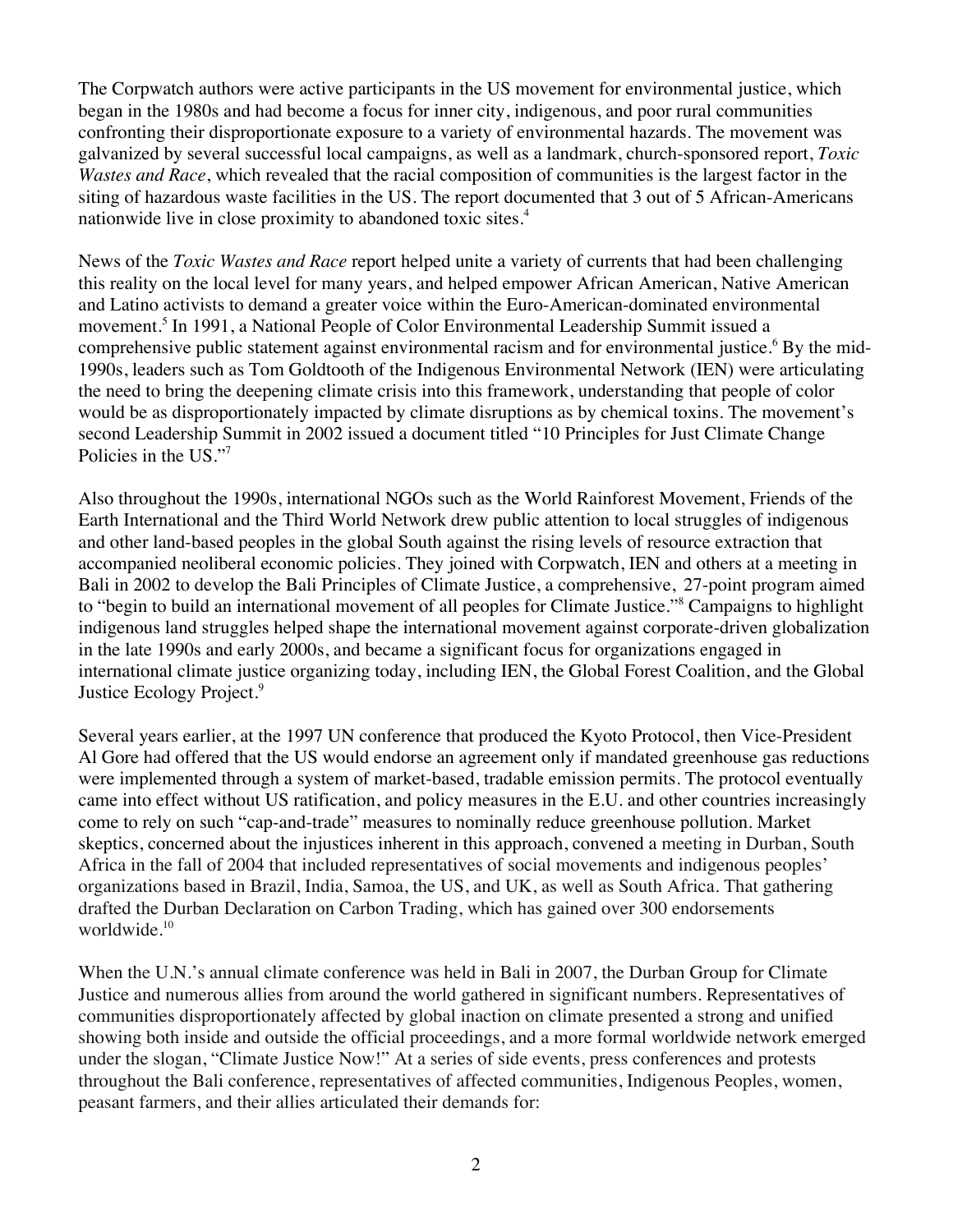The Corpwatch authors were active participants in the US movement for environmental justice, which began in the 1980s and had become a focus for inner city, indigenous, and poor rural communities confronting their disproportionate exposure to a variety of environmental hazards. The movement was galvanized by several successful local campaigns, as well as a landmark, church-sponsored report, *Toxic Wastes and Race*, which revealed that the racial composition of communities is the largest factor in the siting of hazardous waste facilities in the US. The report documented that 3 out of 5 African-Americans nationwide live in close proximity to abandoned toxic sites.[4]

News of the *Toxic Wastes and Race* report helped unite a variety of currents that had been challenging this reality on the local level for many years, and helped empower African American, Native American and Latino activists to demand a greater voice within the Euro-American-dominated environmental movement.[5] In 1991, a National People of Color Environmental Leadership Summit issued a comprehensive public statement against environmental racism and for environmental justice.[6] By the mid-1990s, leaders such as Tom Goldtooth of the Indigenous Environmental Network (IEN) were articulating the need to bring the deepening climate crisis into this framework, understanding that people of color would be as disproportionately impacted by climate disruptions as by chemical toxins. The movement's second Leadership Summit in 2002 issued a document titled "10 Principles for Just Climate Change Policies in the US."[7]

Also throughout the 1990s, international NGOs such as the World Rainforest Movement, Friends of the Earth International and the Third World Network drew public attention to local struggles of indigenous and other land-based peoples in the global South against the rising levels of resource extraction that accompanied neoliberal economic policies. They joined with Corpwatch, IEN and others at a meeting in Bali in 2002 to develop the Bali Principles of Climate Justice, a comprehensive, 27-point program aimed to "begin to build an international movement of all peoples for Climate Justice."[8] Campaigns to highlight indigenous land struggles helped shape the international movement against corporate-driven globalization in the late 1990s and early 2000s, and became a significant focus for organizations engaged in international climate justice organizing today, including IEN, the Global Forest Coalition, and the Global Justice Ecology Project.[9]

Several years earlier, at the 1997 UN conference that produced the Kyoto Protocol, then Vice-President Al Gore had offered that the US would endorse an agreement only if mandated greenhouse gas reductions were implemented through a system of market-based, tradable emission permits. The protocol eventually came into effect without US ratification, and policy measures in the E.U. and other countries increasingly come to rely on such "cap-and-trade" measures to nominally reduce greenhouse pollution. Market skeptics, concerned about the injustices inherent in this approach, convened a meeting in Durban, South Africa in the fall of 2004 that included representatives of social movements and indigenous peoples' organizations based in Brazil, India, Samoa, the US, and UK, as well as South Africa. That gathering drafted the Durban Declaration on Carbon Trading, which has gained over 300 endorsements worldwide.[10]

When the U.N.'s annual climate conference was held in Bali in 2007, the Durban Group for Climate Justice and numerous allies from around the world gathered in significant numbers. Representatives of communities disproportionately affected by global inaction on climate presented a strong and unified showing both inside and outside the official proceedings, and a more formal worldwide network emerged under the slogan, "Climate Justice Now!" At a series of side events, press conferences and protests throughout the Bali conference, representatives of affected communities, Indigenous Peoples, women, peasant farmers, and their allies articulated their demands for: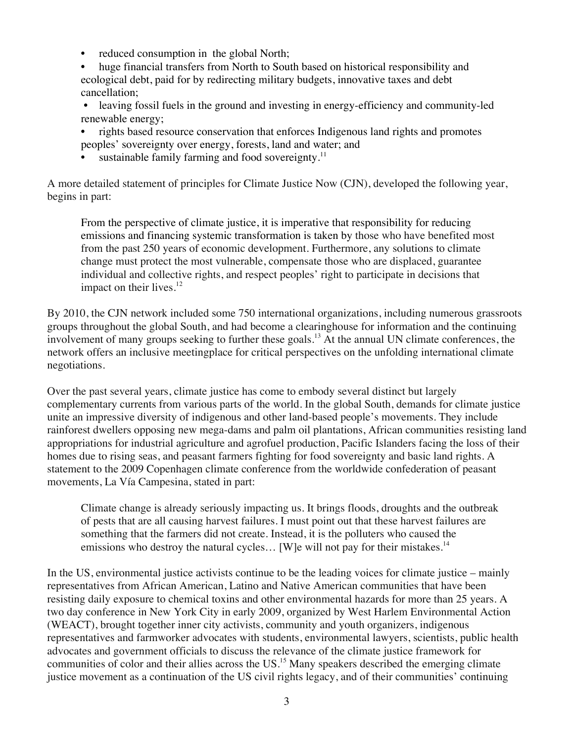- reduced consumption in  the global North;
- huge financial transfers from North to South based on historical responsibility and ecological debt, paid for by redirecting military budgets, innovative taxes and debt cancellation;
- leaving fossil fuels in the ground and investing in energy-efficiency and community-led renewable energy;
- rights based resource conservation that enforces Indigenous land rights and promotes peoples' sovereignty over energy, forests, land and water; and
- sustainable family farming and food sovereignty.[11]

A more detailed statement of principles for Climate Justice Now (CJN), developed the following year, begins in part:

> From the perspective of climate justice, it is imperative that responsibility for reducing emissions and financing systemic transformation is taken by those who have benefited most from the past 250 years of economic development. Furthermore, any solutions to climate change must protect the most vulnerable, compensate those who are displaced, guarantee individual and collective rights, and respect peoples' right to participate in decisions that impact on their lives.[12]

By 2010, the CJN network included some 750 international organizations, including numerous grassroots groups throughout the global South, and had become a clearinghouse for information and the continuing involvement of many groups seeking to further these goals.[13] At the annual UN climate conferences, the network offers an inclusive meetingplace for critical perspectives on the unfolding international climate negotiations.

Over the past several years, climate justice has come to embody several distinct but largely complementary currents from various parts of the world. In the global South, demands for climate justice unite an impressive diversity of indigenous and other land-based people's movements. They include rainforest dwellers opposing new mega-dams and palm oil plantations, African communities resisting land appropriations for industrial agriculture and agrofuel production, Pacific Islanders facing the loss of their homes due to rising seas, and peasant farmers fighting for food sovereignty and basic land rights. A statement to the 2009 Copenhagen climate conference from the worldwide confederation of peasant movements, La Vía Campesina, stated in part:

> Climate change is already seriously impacting us. It brings floods, droughts and the outbreak of pests that are all causing harvest failures. I must point out that these harvest failures are something that the farmers did not create. Instead, it is the polluters who caused the emissions who destroy the natural cycles… [W]e will not pay for their mistakes.[14]

In the US, environmental justice activists continue to be the leading voices for climate justice – mainly representatives from African American, Latino and Native American communities that have been resisting daily exposure to chemical toxins and other environmental hazards for more than 25 years. A two day conference in New York City in early 2009, organized by West Harlem Environmental Action (WEACT), brought together inner city activists, community and youth organizers, indigenous representatives and farmworker advocates with students, environmental lawyers, scientists, public health advocates and government officials to discuss the relevance of the climate justice framework for communities of color and their allies across the US.[15] Many speakers described the emerging climate justice movement as a continuation of the US civil rights legacy, and of their communities' continuing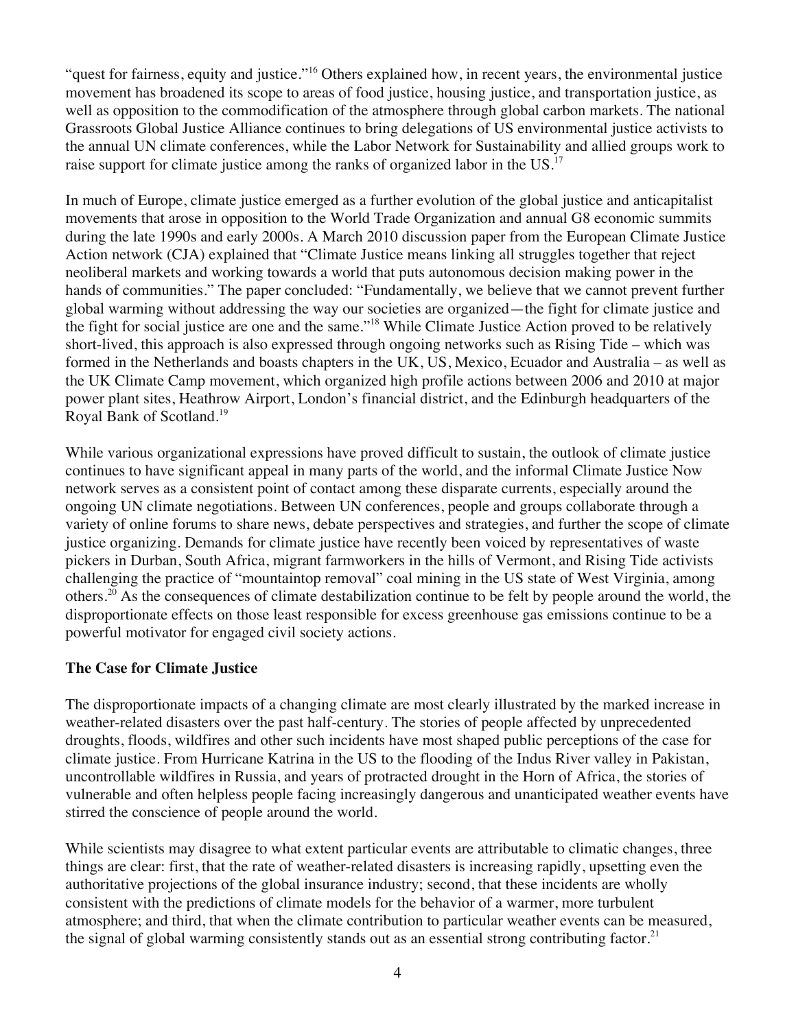"quest for fairness, equity and justice."[16] Others explained how, in recent years, the environmental justice movement has broadened its scope to areas of food justice, housing justice, and transportation justice, as well as opposition to the commodification of the atmosphere through global carbon markets. The national Grassroots Global Justice Alliance continues to bring delegations of US environmental justice activists to the annual UN climate conferences, while the Labor Network for Sustainability and allied groups work to raise support for climate justice among the ranks of organized labor in the US.[17]

In much of Europe, climate justice emerged as a further evolution of the global justice and anticapitalist movements that arose in opposition to the World Trade Organization and annual G8 economic summits during the late 1990s and early 2000s. A March 2010 discussion paper from the European Climate Justice Action network (CJA) explained that "Climate Justice means linking all struggles together that reject neoliberal markets and working towards a world that puts autonomous decision making power in the hands of communities." The paper concluded: "Fundamentally, we believe that we cannot prevent further global warming without addressing the way our societies are organized—the fight for climate justice and the fight for social justice are one and the same."[18] While Climate Justice Action proved to be relatively short-lived, this approach is also expressed through ongoing networks such as Rising Tide – which was formed in the Netherlands and boasts chapters in the UK, US, Mexico, Ecuador and Australia – as well as the UK Climate Camp movement, which organized high profile actions between 2006 and 2010 at major power plant sites, Heathrow Airport, London's financial district, and the Edinburgh headquarters of the Royal Bank of Scotland.[19]

While various organizational expressions have proved difficult to sustain, the outlook of climate justice continues to have significant appeal in many parts of the world, and the informal Climate Justice Now network serves as a consistent point of contact among these disparate currents, especially around the ongoing UN climate negotiations. Between UN conferences, people and groups collaborate through a variety of online forums to share news, debate perspectives and strategies, and further the scope of climate justice organizing. Demands for climate justice have recently been voiced by representatives of waste pickers in Durban, South Africa, migrant farmworkers in the hills of Vermont, and Rising Tide activists challenging the practice of "mountaintop removal" coal mining in the US state of West Virginia, among others.[20] As the consequences of climate destabilization continue to be felt by people around the world, the disproportionate effects on those least responsible for excess greenhouse gas emissions continue to be a powerful motivator for engaged civil society actions.

**The Case for Climate Justice**

The disproportionate impacts of a changing climate are most clearly illustrated by the marked increase in weather-related disasters over the past half-century. The stories of people affected by unprecedented droughts, floods, wildfires and other such incidents have most shaped public perceptions of the case for climate justice. From Hurricane Katrina in the US to the flooding of the Indus River valley in Pakistan, uncontrollable wildfires in Russia, and years of protracted drought in the Horn of Africa, the stories of vulnerable and often helpless people facing increasingly dangerous and unanticipated weather events have stirred the conscience of people around the world.

While scientists may disagree to what extent particular events are attributable to climatic changes, three things are clear: first, that the rate of weather-related disasters is increasing rapidly, upsetting even the authoritative projections of the global insurance industry; second, that these incidents are wholly consistent with the predictions of climate models for the behavior of a warmer, more turbulent atmosphere; and third, that when the climate contribution to particular weather events can be measured, the signal of global warming consistently stands out as an essential strong contributing factor.[21]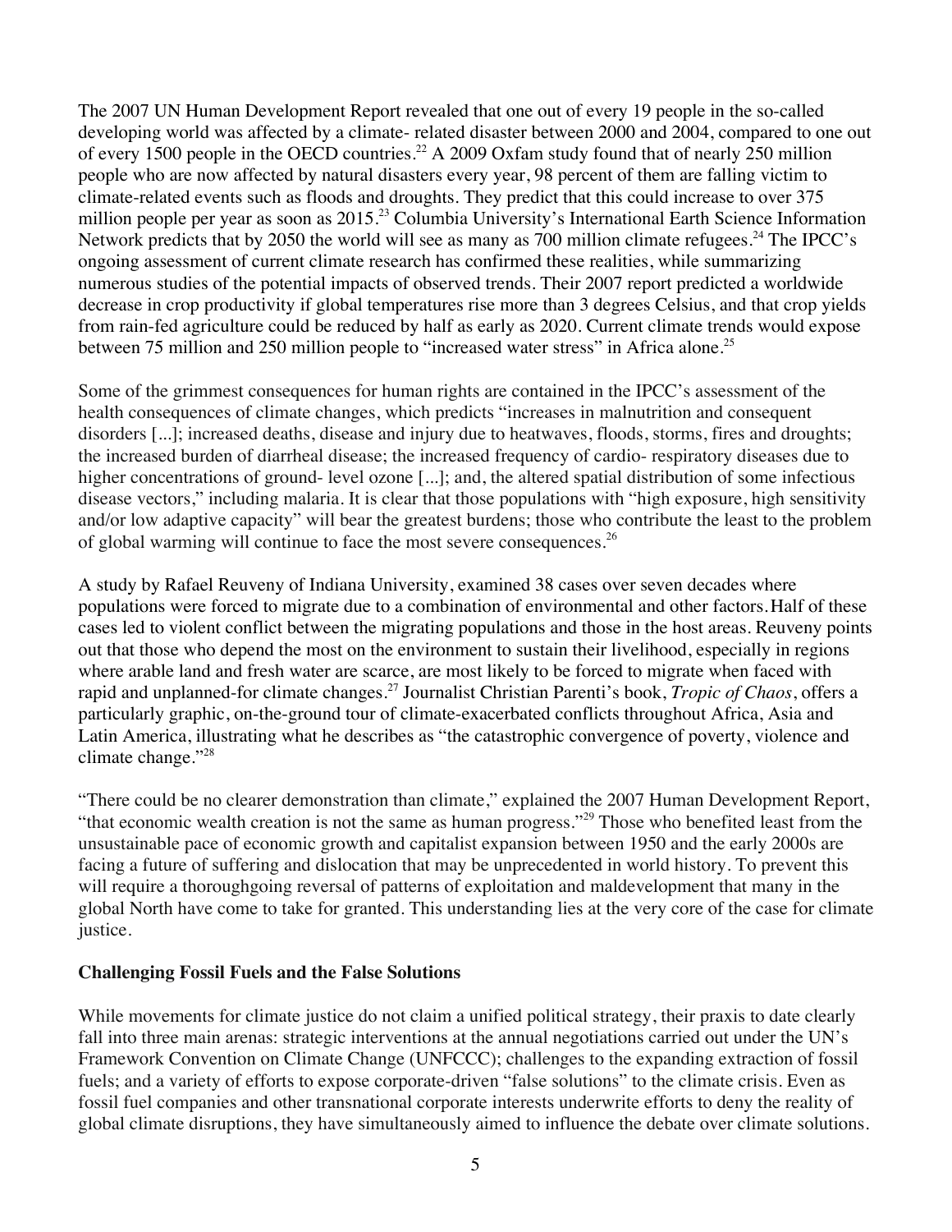The 2007 UN Human Development Report revealed that one out of every 19 people in the so-called developing world was affected by a climate- related disaster between 2000 and 2004, compared to one out of every 1500 people in the OECD countries.[22] A 2009 Oxfam study found that of nearly 250 million people who are now affected by natural disasters every year, 98 percent of them are falling victim to climate-related events such as floods and droughts. They predict that this could increase to over 375 million people per year as soon as 2015.[23] Columbia University's International Earth Science Information Network predicts that by 2050 the world will see as many as 700 million climate refugees.[24] The IPCC's ongoing assessment of current climate research has confirmed these realities, while summarizing numerous studies of the potential impacts of observed trends. Their 2007 report predicted a worldwide decrease in crop productivity if global temperatures rise more than 3 degrees Celsius, and that crop yields from rain-fed agriculture could be reduced by half as early as 2020. Current climate trends would expose between 75 million and 250 million people to "increased water stress" in Africa alone.[25]

Some of the grimmest consequences for human rights are contained in the IPCC's assessment of the health consequences of climate changes, which predicts "increases in malnutrition and consequent disorders [...]; increased deaths, disease and injury due to heatwaves, floods, storms, fires and droughts; the increased burden of diarrheal disease; the increased frequency of cardio- respiratory diseases due to higher concentrations of ground- level ozone [...]; and, the altered spatial distribution of some infectious disease vectors," including malaria. It is clear that those populations with "high exposure, high sensitivity and/or low adaptive capacity" will bear the greatest burdens; those who contribute the least to the problem of global warming will continue to face the most severe consequences.[26]

A study by Rafael Reuveny of Indiana University, examined 38 cases over seven decades where populations were forced to migrate due to a combination of environmental and other factors. Half of these cases led to violent conflict between the migrating populations and those in the host areas. Reuveny points out that those who depend the most on the environment to sustain their livelihood, especially in regions where arable land and fresh water are scarce, are most likely to be forced to migrate when faced with rapid and unplanned-for climate changes.[27] Journalist Christian Parenti's book, *Tropic of Chaos*, offers a particularly graphic, on-the-ground tour of climate-exacerbated conflicts throughout Africa, Asia and Latin America, illustrating what he describes as "the catastrophic convergence of poverty, violence and climate change."[28]

"There could be no clearer demonstration than climate," explained the 2007 Human Development Report, "that economic wealth creation is not the same as human progress."[29] Those who benefited least from the unsustainable pace of economic growth and capitalist expansion between 1950 and the early 2000s are facing a future of suffering and dislocation that may be unprecedented in world history. To prevent this will require a thoroughgoing reversal of patterns of exploitation and maldevelopment that many in the global North have come to take for granted. This understanding lies at the very core of the case for climate justice.

**Challenging Fossil Fuels and the False Solutions**

While movements for climate justice do not claim a unified political strategy, their praxis to date clearly fall into three main arenas: strategic interventions at the annual negotiations carried out under the UN's Framework Convention on Climate Change (UNFCCC); challenges to the expanding extraction of fossil fuels; and a variety of efforts to expose corporate-driven "false solutions" to the climate crisis. Even as fossil fuel companies and other transnational corporate interests underwrite efforts to deny the reality of global climate disruptions, they have simultaneously aimed to influence the debate over climate solutions.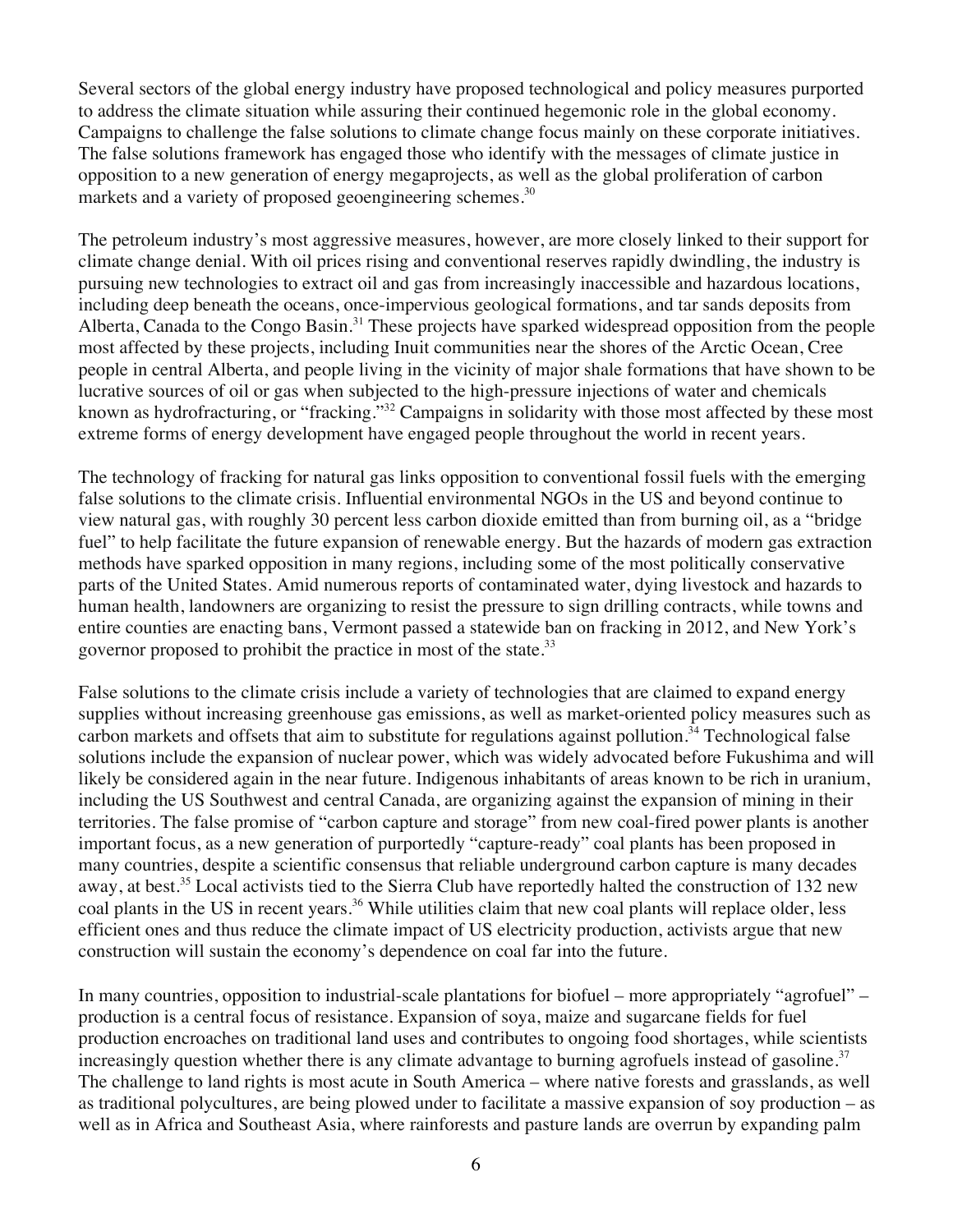Several sectors of the global energy industry have proposed technological and policy measures purported to address the climate situation while assuring their continued hegemonic role in the global economy. Campaigns to challenge the false solutions to climate change focus mainly on these corporate initiatives. The false solutions framework has engaged those who identify with the messages of climate justice in opposition to a new generation of energy megaprojects, as well as the global proliferation of carbon markets and a variety of proposed geoengineering schemes.[30]

The petroleum industry's most aggressive measures, however, are more closely linked to their support for climate change denial. With oil prices rising and conventional reserves rapidly dwindling, the industry is pursuing new technologies to extract oil and gas from increasingly inaccessible and hazardous locations, including deep beneath the oceans, once-impervious geological formations, and tar sands deposits from Alberta, Canada to the Congo Basin.[31] These projects have sparked widespread opposition from the people most affected by these projects, including Inuit communities near the shores of the Arctic Ocean, Cree people in central Alberta, and people living in the vicinity of major shale formations that have shown to be lucrative sources of oil or gas when subjected to the high-pressure injections of water and chemicals known as hydrofracturing, or "fracking."[32] Campaigns in solidarity with those most affected by these most extreme forms of energy development have engaged people throughout the world in recent years.

The technology of fracking for natural gas links opposition to conventional fossil fuels with the emerging false solutions to the climate crisis. Influential environmental NGOs in the US and beyond continue to view natural gas, with roughly 30 percent less carbon dioxide emitted than from burning oil, as a "bridge fuel" to help facilitate the future expansion of renewable energy. But the hazards of modern gas extraction methods have sparked opposition in many regions, including some of the most politically conservative parts of the United States. Amid numerous reports of contaminated water, dying livestock and hazards to human health, landowners are organizing to resist the pressure to sign drilling contracts, while towns and entire counties are enacting bans, Vermont passed a statewide ban on fracking in 2012, and New York's governor proposed to prohibit the practice in most of the state.[33]

False solutions to the climate crisis include a variety of technologies that are claimed to expand energy supplies without increasing greenhouse gas emissions, as well as market-oriented policy measures such as carbon markets and offsets that aim to substitute for regulations against pollution.[34] Technological false solutions include the expansion of nuclear power, which was widely advocated before Fukushima and will likely be considered again in the near future. Indigenous inhabitants of areas known to be rich in uranium, including the US Southwest and central Canada, are organizing against the expansion of mining in their territories. The false promise of "carbon capture and storage" from new coal-fired power plants is another important focus, as a new generation of purportedly "capture-ready" coal plants has been proposed in many countries, despite a scientific consensus that reliable underground carbon capture is many decades away, at best.[35] Local activists tied to the Sierra Club have reportedly halted the construction of 132 new coal plants in the US in recent years.[36] While utilities claim that new coal plants will replace older, less efficient ones and thus reduce the climate impact of US electricity production, activists argue that new construction will sustain the economy's dependence on coal far into the future.

In many countries, opposition to industrial-scale plantations for biofuel – more appropriately "agrofuel" – production is a central focus of resistance. Expansion of soya, maize and sugarcane fields for fuel production encroaches on traditional land uses and contributes to ongoing food shortages, while scientists increasingly question whether there is any climate advantage to burning agrofuels instead of gasoline.[37] The challenge to land rights is most acute in South America – where native forests and grasslands, as well as traditional polycultures, are being plowed under to facilitate a massive expansion of soy production – as well as in Africa and Southeast Asia, where rainforests and pasture lands are overrun by expanding palm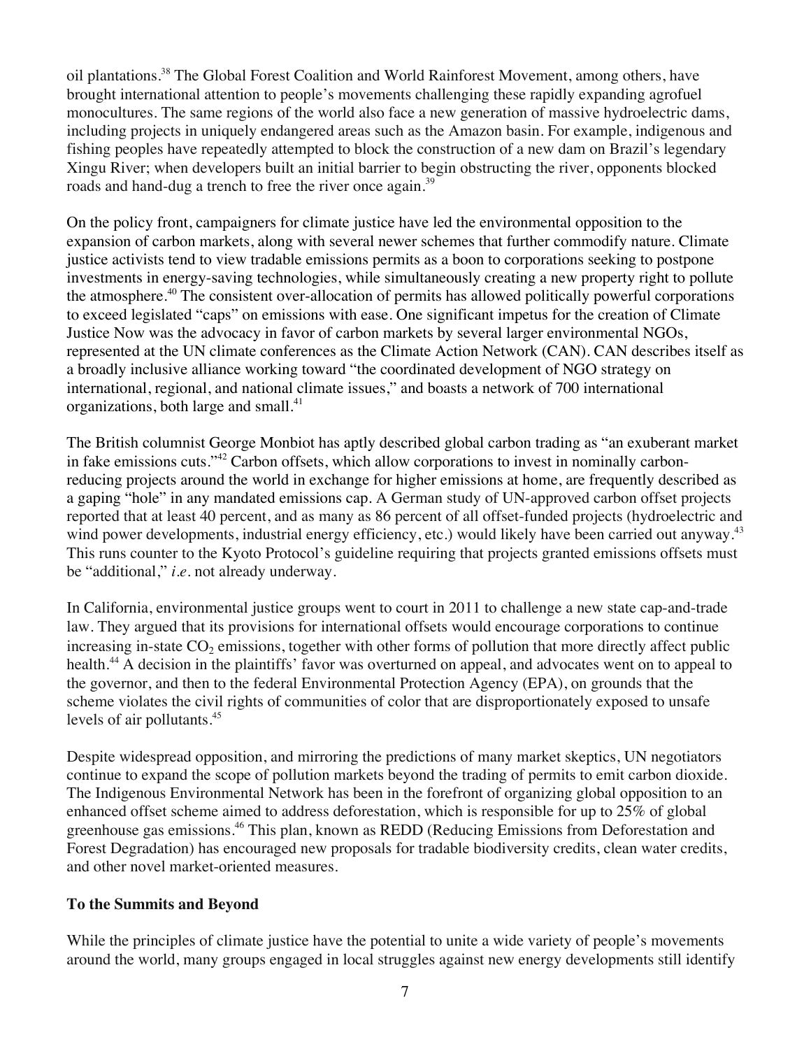oil plantations.[38] The Global Forest Coalition and World Rainforest Movement, among others, have brought international attention to people's movements challenging these rapidly expanding agrofuel monocultures. The same regions of the world also face a new generation of massive hydroelectric dams, including projects in uniquely endangered areas such as the Amazon basin. For example, indigenous and fishing peoples have repeatedly attempted to block the construction of a new dam on Brazil's legendary Xingu River; when developers built an initial barrier to begin obstructing the river, opponents blocked roads and hand-dug a trench to free the river once again.[39]

On the policy front, campaigners for climate justice have led the environmental opposition to the expansion of carbon markets, along with several newer schemes that further commodify nature. Climate justice activists tend to view tradable emissions permits as a boon to corporations seeking to postpone investments in energy-saving technologies, while simultaneously creating a new property right to pollute the atmosphere.[40] The consistent over-allocation of permits has allowed politically powerful corporations to exceed legislated "caps" on emissions with ease. One significant impetus for the creation of Climate Justice Now was the advocacy in favor of carbon markets by several larger environmental NGOs, represented at the UN climate conferences as the Climate Action Network (CAN). CAN describes itself as a broadly inclusive alliance working toward "the coordinated development of NGO strategy on international, regional, and national climate issues," and boasts a network of 700 international organizations, both large and small.[41]

The British columnist George Monbiot has aptly described global carbon trading as "an exuberant market in fake emissions cuts."[42] Carbon offsets, which allow corporations to invest in nominally carbon-reducing projects around the world in exchange for higher emissions at home, are frequently described as a gaping "hole" in any mandated emissions cap. A German study of UN-approved carbon offset projects reported that at least 40 percent, and as many as 86 percent of all offset-funded projects (hydroelectric and wind power developments, industrial energy efficiency, etc.) would likely have been carried out anyway.[43] This runs counter to the Kyoto Protocol's guideline requiring that projects granted emissions offsets must be "additional," *i.e.* not already underway.

In California, environmental justice groups went to court in 2011 to challenge a new state cap-and-trade law. They argued that its provisions for international offsets would encourage corporations to continue increasing in-state $CO_2$ emissions, together with other forms of pollution that more directly affect public health.[44] A decision in the plaintiffs' favor was overturned on appeal, and advocates went on to appeal to the governor, and then to the federal Environmental Protection Agency (EPA), on grounds that the scheme violates the civil rights of communities of color that are disproportionately exposed to unsafe levels of air pollutants.[45]

Despite widespread opposition, and mirroring the predictions of many market skeptics, UN negotiators continue to expand the scope of pollution markets beyond the trading of permits to emit carbon dioxide. The Indigenous Environmental Network has been in the forefront of organizing global opposition to an enhanced offset scheme aimed to address deforestation, which is responsible for up to 25% of global greenhouse gas emissions.[46] This plan, known as REDD (Reducing Emissions from Deforestation and Forest Degradation) has encouraged new proposals for tradable biodiversity credits, clean water credits, and other novel market-oriented measures.

## To the Summits and Beyond

While the principles of climate justice have the potential to unite a wide variety of people's movements around the world, many groups engaged in local struggles against new energy developments still identify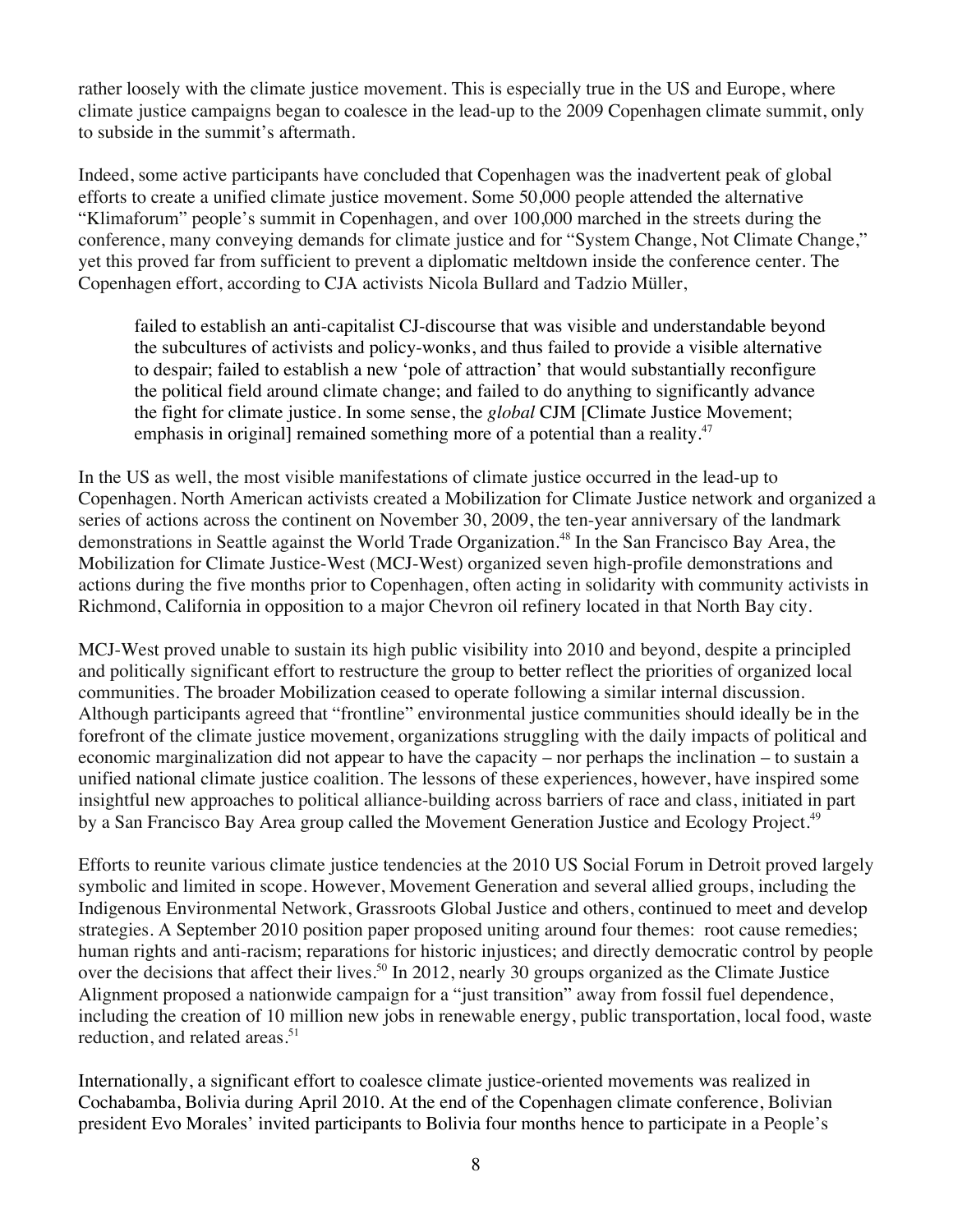rather loosely with the climate justice movement. This is especially true in the US and Europe, where climate justice campaigns began to coalesce in the lead-up to the 2009 Copenhagen climate summit, only to subside in the summit's aftermath.

Indeed, some active participants have concluded that Copenhagen was the inadvertent peak of global efforts to create a unified climate justice movement. Some 50,000 people attended the alternative "Klimaforum" people's summit in Copenhagen, and over 100,000 marched in the streets during the conference, many conveying demands for climate justice and for "System Change, Not Climate Change," yet this proved far from sufficient to prevent a diplomatic meltdown inside the conference center. The Copenhagen effort, according to CJA activists Nicola Bullard and Tadzio Müller,

> failed to establish an anti-capitalist CJ-discourse that was visible and understandable beyond the subcultures of activists and policy-wonks, and thus failed to provide a visible alternative to despair; failed to establish a new 'pole of attraction' that would substantially reconfigure the political field around climate change; and failed to do anything to significantly advance the fight for climate justice. In some sense, the *global* CJM [Climate Justice Movement; emphasis in original] remained something more of a potential than a reality.[47]

In the US as well, the most visible manifestations of climate justice occurred in the lead-up to Copenhagen. North American activists created a Mobilization for Climate Justice network and organized a series of actions across the continent on November 30, 2009, the ten-year anniversary of the landmark demonstrations in Seattle against the World Trade Organization.[48] In the San Francisco Bay Area, the Mobilization for Climate Justice-West (MCJ-West) organized seven high-profile demonstrations and actions during the five months prior to Copenhagen, often acting in solidarity with community activists in Richmond, California in opposition to a major Chevron oil refinery located in that North Bay city.

MCJ-West proved unable to sustain its high public visibility into 2010 and beyond, despite a principled and politically significant effort to restructure the group to better reflect the priorities of organized local communities. The broader Mobilization ceased to operate following a similar internal discussion. Although participants agreed that "frontline" environmental justice communities should ideally be in the forefront of the climate justice movement, organizations struggling with the daily impacts of political and economic marginalization did not appear to have the capacity – nor perhaps the inclination – to sustain a unified national climate justice coalition. The lessons of these experiences, however, have inspired some insightful new approaches to political alliance-building across barriers of race and class, initiated in part by a San Francisco Bay Area group called the Movement Generation Justice and Ecology Project.[49]

Efforts to reunite various climate justice tendencies at the 2010 US Social Forum in Detroit proved largely symbolic and limited in scope. However, Movement Generation and several allied groups, including the Indigenous Environmental Network, Grassroots Global Justice and others, continued to meet and develop strategies. A September 2010 position paper proposed uniting around four themes: root cause remedies; human rights and anti-racism; reparations for historic injustices; and directly democratic control by people over the decisions that affect their lives.[50] In 2012, nearly 30 groups organized as the Climate Justice Alignment proposed a nationwide campaign for a "just transition" away from fossil fuel dependence, including the creation of 10 million new jobs in renewable energy, public transportation, local food, waste reduction, and related areas.[51]

Internationally, a significant effort to coalesce climate justice-oriented movements was realized in Cochabamba, Bolivia during April 2010. At the end of the Copenhagen climate conference, Bolivian president Evo Morales' invited participants to Bolivia four months hence to participate in a People's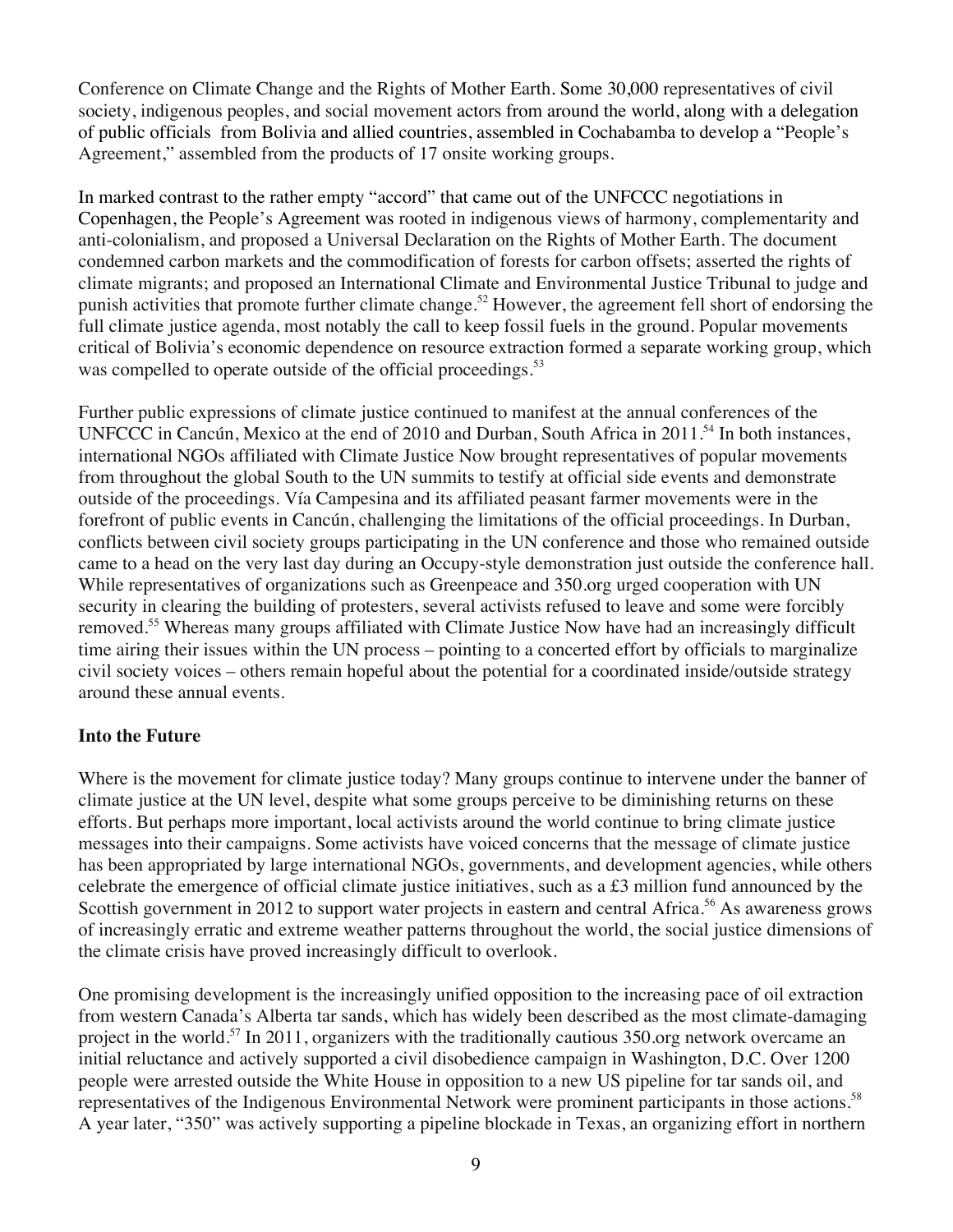Conference on Climate Change and the Rights of Mother Earth. Some 30,000 representatives of civil society, indigenous peoples, and social movement actors from around the world, along with a delegation of public officials from Bolivia and allied countries, assembled in Cochabamba to develop a "People's Agreement," assembled from the products of 17 onsite working groups.

In marked contrast to the rather empty "accord" that came out of the UNFCCC negotiations in Copenhagen, the People's Agreement was rooted in indigenous views of harmony, complementarity and anti-colonialism, and proposed a Universal Declaration on the Rights of Mother Earth. The document condemned carbon markets and the commodification of forests for carbon offsets; asserted the rights of climate migrants; and proposed an International Climate and Environmental Justice Tribunal to judge and punish activities that promote further climate change.[52] However, the agreement fell short of endorsing the full climate justice agenda, most notably the call to keep fossil fuels in the ground. Popular movements critical of Bolivia's economic dependence on resource extraction formed a separate working group, which was compelled to operate outside of the official proceedings.[53]

Further public expressions of climate justice continued to manifest at the annual conferences of the UNFCCC in Cancún, Mexico at the end of 2010 and Durban, South Africa in 2011.[54] In both instances, international NGOs affiliated with Climate Justice Now brought representatives of popular movements from throughout the global South to the UN summits to testify at official side events and demonstrate outside of the proceedings. Vía Campesina and its affiliated peasant farmer movements were in the forefront of public events in Cancún, challenging the limitations of the official proceedings. In Durban, conflicts between civil society groups participating in the UN conference and those who remained outside came to a head on the very last day during an Occupy-style demonstration just outside the conference hall. While representatives of organizations such as Greenpeace and 350.org urged cooperation with UN security in clearing the building of protesters, several activists refused to leave and some were forcibly removed.[55] Whereas many groups affiliated with Climate Justice Now have had an increasingly difficult time airing their issues within the UN process – pointing to a concerted effort by officials to marginalize civil society voices – others remain hopeful about the potential for a coordinated inside/outside strategy around these annual events.

## Into the Future

Where is the movement for climate justice today? Many groups continue to intervene under the banner of climate justice at the UN level, despite what some groups perceive to be diminishing returns on these efforts. But perhaps more important, local activists around the world continue to bring climate justice messages into their campaigns. Some activists have voiced concerns that the message of climate justice has been appropriated by large international NGOs, governments, and development agencies, while others celebrate the emergence of official climate justice initiatives, such as a £3 million fund announced by the Scottish government in 2012 to support water projects in eastern and central Africa.[56] As awareness grows of increasingly erratic and extreme weather patterns throughout the world, the social justice dimensions of the climate crisis have proved increasingly difficult to overlook.

One promising development is the increasingly unified opposition to the increasing pace of oil extraction from western Canada's Alberta tar sands, which has widely been described as the most climate-damaging project in the world.[57] In 2011, organizers with the traditionally cautious 350.org network overcame an initial reluctance and actively supported a civil disobedience campaign in Washington, D.C. Over 1200 people were arrested outside the White House in opposition to a new US pipeline for tar sands oil, and representatives of the Indigenous Environmental Network were prominent participants in those actions.[58] A year later, "350" was actively supporting a pipeline blockade in Texas, an organizing effort in northern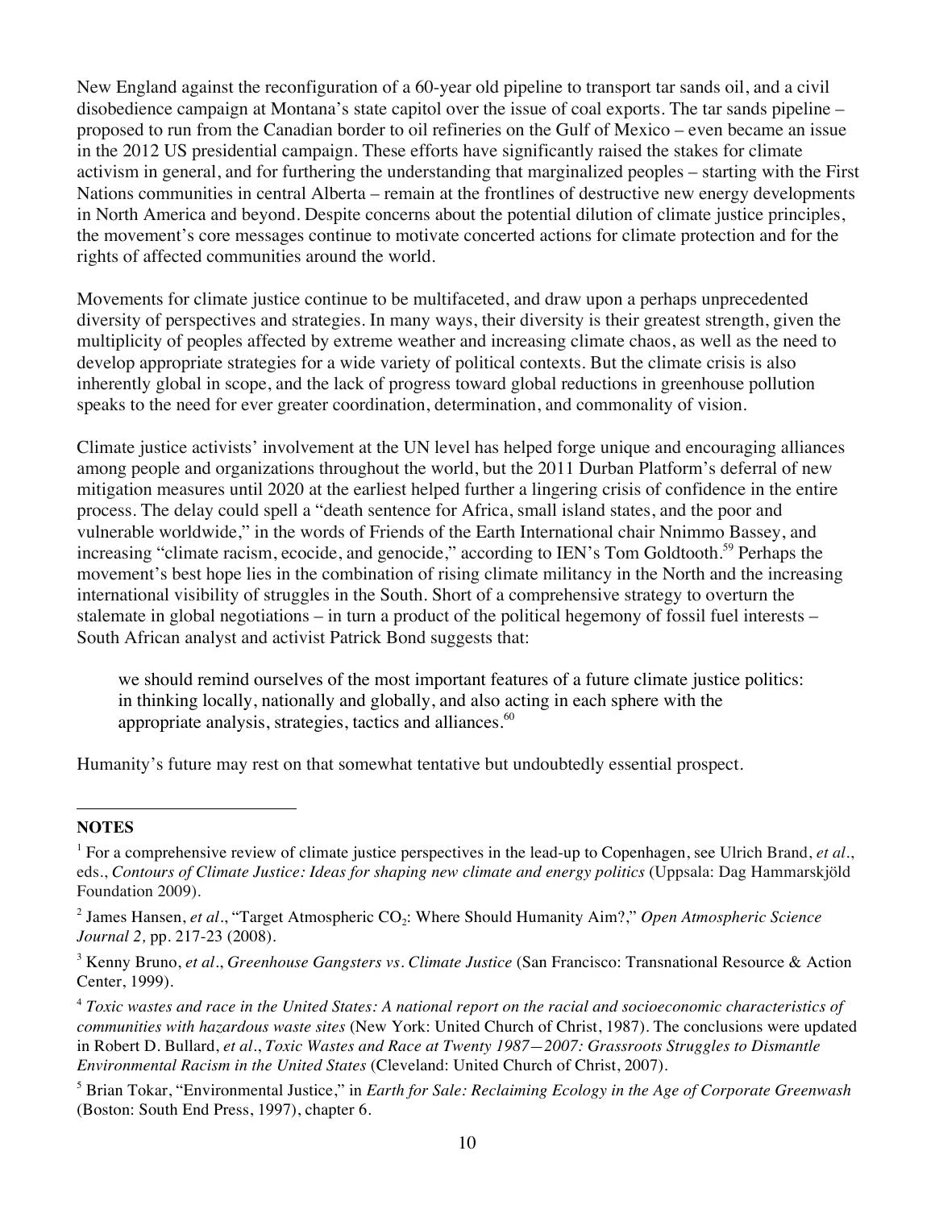New England against the reconfiguration of a 60-year old pipeline to transport tar sands oil, and a civil disobedience campaign at Montana's state capitol over the issue of coal exports. The tar sands pipeline – proposed to run from the Canadian border to oil refineries on the Gulf of Mexico – even became an issue in the 2012 US presidential campaign. These efforts have significantly raised the stakes for climate activism in general, and for furthering the understanding that marginalized peoples – starting with the First Nations communities in central Alberta – remain at the frontlines of destructive new energy developments in North America and beyond. Despite concerns about the potential dilution of climate justice principles, the movement's core messages continue to motivate concerted actions for climate protection and for the rights of affected communities around the world.

Movements for climate justice continue to be multifaceted, and draw upon a perhaps unprecedented diversity of perspectives and strategies. In many ways, their diversity is their greatest strength, given the multiplicity of peoples affected by extreme weather and increasing climate chaos, as well as the need to develop appropriate strategies for a wide variety of political contexts. But the climate crisis is also inherently global in scope, and the lack of progress toward global reductions in greenhouse pollution speaks to the need for ever greater coordination, determination, and commonality of vision.

Climate justice activists' involvement at the UN level has helped forge unique and encouraging alliances among people and organizations throughout the world, but the 2011 Durban Platform's deferral of new mitigation measures until 2020 at the earliest helped further a lingering crisis of confidence in the entire process. The delay could spell a "death sentence for Africa, small island states, and the poor and vulnerable worldwide," in the words of Friends of the Earth International chair Nnimmo Bassey, and increasing "climate racism, ecocide, and genocide," according to IEN's Tom Goldtooth.[59] Perhaps the movement's best hope lies in the combination of rising climate militancy in the North and the increasing international visibility of struggles in the South. Short of a comprehensive strategy to overturn the stalemate in global negotiations – in turn a product of the political hegemony of fossil fuel interests – South African analyst and activist Patrick Bond suggests that:

> we should remind ourselves of the most important features of a future climate justice politics: in thinking locally, nationally and globally, and also acting in each sphere with the appropriate analysis, strategies, tactics and alliances.[60]

Humanity's future may rest on that somewhat tentative but undoubtedly essential prospect.

---

**NOTES**

[1] For a comprehensive review of climate justice perspectives in the lead-up to Copenhagen, see Ulrich Brand, *et al*., eds., *Contours of Climate Justice: Ideas for shaping new climate and energy politics* (Uppsala: Dag Hammarskjöld Foundation 2009).

[2] James Hansen, *et al*., "Target Atmospheric $CO_2$: Where Should Humanity Aim?," *Open Atmospheric Science Journal 2,* pp. 217-23 (2008).

[3] Kenny Bruno, *et al*., *Greenhouse Gangsters vs. Climate Justice* (San Francisco: Transnational Resource & Action Center, 1999).

[4] *Toxic wastes and race in the United States: A national report on the racial and socioeconomic characteristics of communities with hazardous waste sites* (New York: United Church of Christ, 1987). The conclusions were updated in Robert D. Bullard, *et al*., *Toxic Wastes and Race at Twenty 1987—2007: Grassroots Struggles to Dismantle Environmental Racism in the United States* (Cleveland: United Church of Christ, 2007).

[5] Brian Tokar, "Environmental Justice," in *Earth for Sale: Reclaiming Ecology in the Age of Corporate Greenwash* (Boston: South End Press, 1997), chapter 6.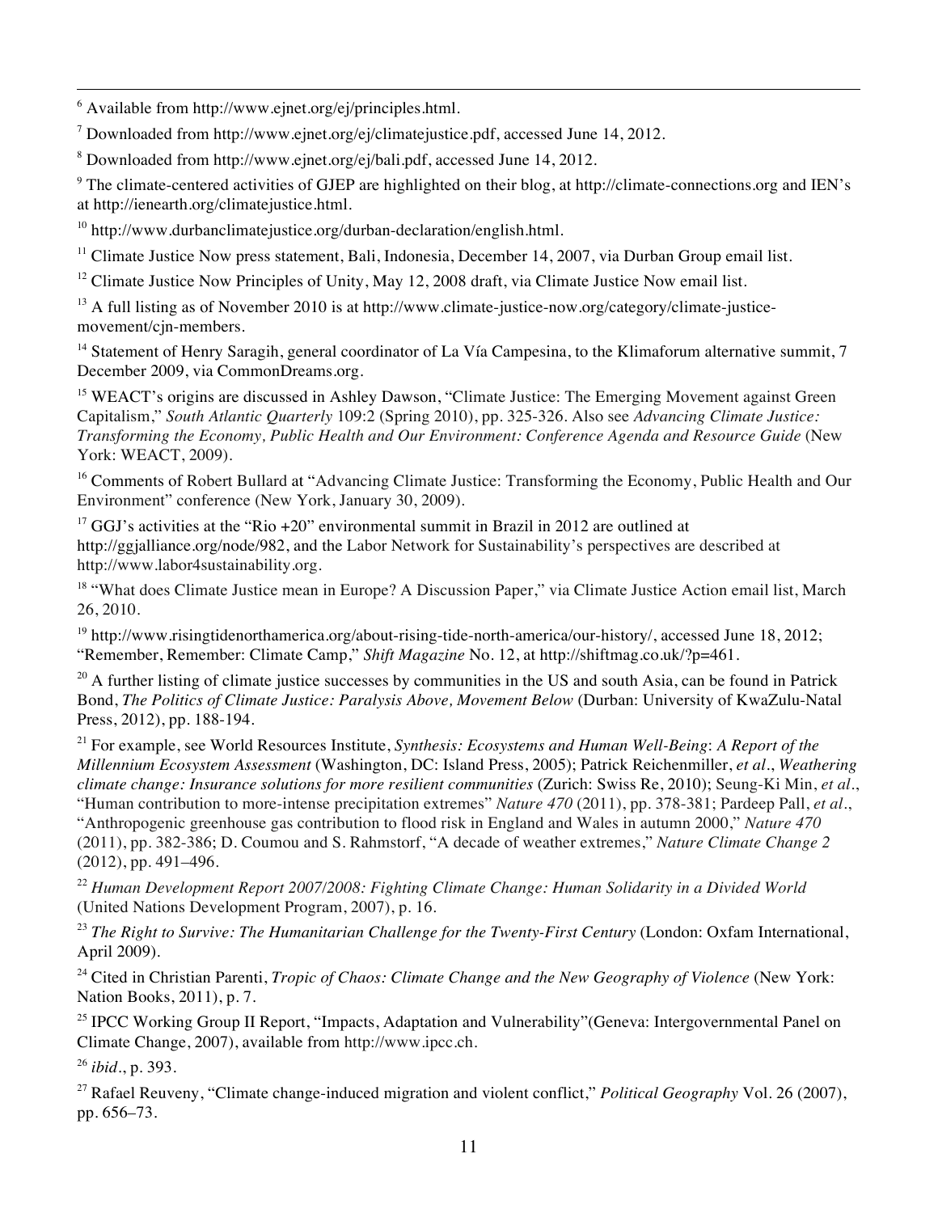[6] Available from http://www.ejnet.org/ej/principles.html.

[7] Downloaded from http://www.ejnet.org/ej/climatejustice.pdf, accessed June 14, 2012.

[8] Downloaded from http://www.ejnet.org/ej/bali.pdf, accessed June 14, 2012.

[9] The climate-centered activities of GJEP are highlighted on their blog, at http://climate-connections.org and IEN's at http://ienearth.org/climatejustice.html.

[10] http://www.durbanclimatejustice.org/durban-declaration/english.html.

[11] Climate Justice Now press statement, Bali, Indonesia, December 14, 2007, via Durban Group email list.

[12] Climate Justice Now Principles of Unity, May 12, 2008 draft, via Climate Justice Now email list.

[13] A full listing as of November 2010 is at http://www.climate-justice-now.org/category/climate-justice-movement/cjn-members.

[14] Statement of Henry Saragih, general coordinator of La Vía Campesina, to the Klimaforum alternative summit, 7 December 2009, via CommonDreams.org.

[15] WEACT's origins are discussed in Ashley Dawson, "Climate Justice: The Emerging Movement against Green Capitalism," *South Atlantic Quarterly* 109:2 (Spring 2010), pp. 325-326. Also see *Advancing Climate Justice: Transforming the Economy, Public Health and Our Environment: Conference Agenda and Resource Guide* (New York: WEACT, 2009).

[16] Comments of Robert Bullard at "Advancing Climate Justice: Transforming the Economy, Public Health and Our Environment" conference (New York, January 30, 2009).

[17] GGJ's activities at the "Rio +20" environmental summit in Brazil in 2012 are outlined at http://ggjalliance.org/node/982, and the Labor Network for Sustainability's perspectives are described at http://www.labor4sustainability.org.

[18] "What does Climate Justice mean in Europe? A Discussion Paper," via Climate Justice Action email list, March 26, 2010.

[19] http://www.risingtidenorthamerica.org/about-rising-tide-north-america/our-history/, accessed June 18, 2012; "Remember, Remember: Climate Camp," *Shift Magazine* No. 12, at http://shiftmag.co.uk/?p=461.

[20] A further listing of climate justice successes by communities in the US and south Asia, can be found in Patrick Bond, *The Politics of Climate Justice: Paralysis Above, Movement Below* (Durban: University of KwaZulu-Natal Press, 2012), pp. 188-194.

[21] For example, see World Resources Institute, *Synthesis: Ecosystems and Human Well-Being: A Report of the Millennium Ecosystem Assessment* (Washington, DC: Island Press, 2005); Patrick Reichenmiller, *et al*., *Weathering climate change: Insurance solutions for more resilient communities* (Zurich: Swiss Re, 2010); Seung-Ki Min, *et al*., "Human contribution to more-intense precipitation extremes" *Nature 470* (2011), pp. 378-381; Pardeep Pall, *et al*., "Anthropogenic greenhouse gas contribution to flood risk in England and Wales in autumn 2000," *Nature 470* (2011), pp. 382-386; D. Coumou and S. Rahmstorf, "A decade of weather extremes," *Nature Climate Change 2* (2012), pp. 491–496.

[22] *Human Development Report 2007/2008: Fighting Climate Change: Human Solidarity in a Divided World* (United Nations Development Program, 2007), p. 16.

[23] *The Right to Survive: The Humanitarian Challenge for the Twenty-First Century* (London: Oxfam International, April 2009).

[24] Cited in Christian Parenti, *Tropic of Chaos: Climate Change and the New Geography of Violence* (New York: Nation Books, 2011), p. 7.

[25] IPCC Working Group II Report, "Impacts, Adaptation and Vulnerability"(Geneva: Intergovernmental Panel on Climate Change, 2007), available from http://www.ipcc.ch.

[26] *ibid*., p. 393.

[27] Rafael Reuveny, "Climate change-induced migration and violent conflict," *Political Geography* Vol. 26 (2007), pp. 656–73.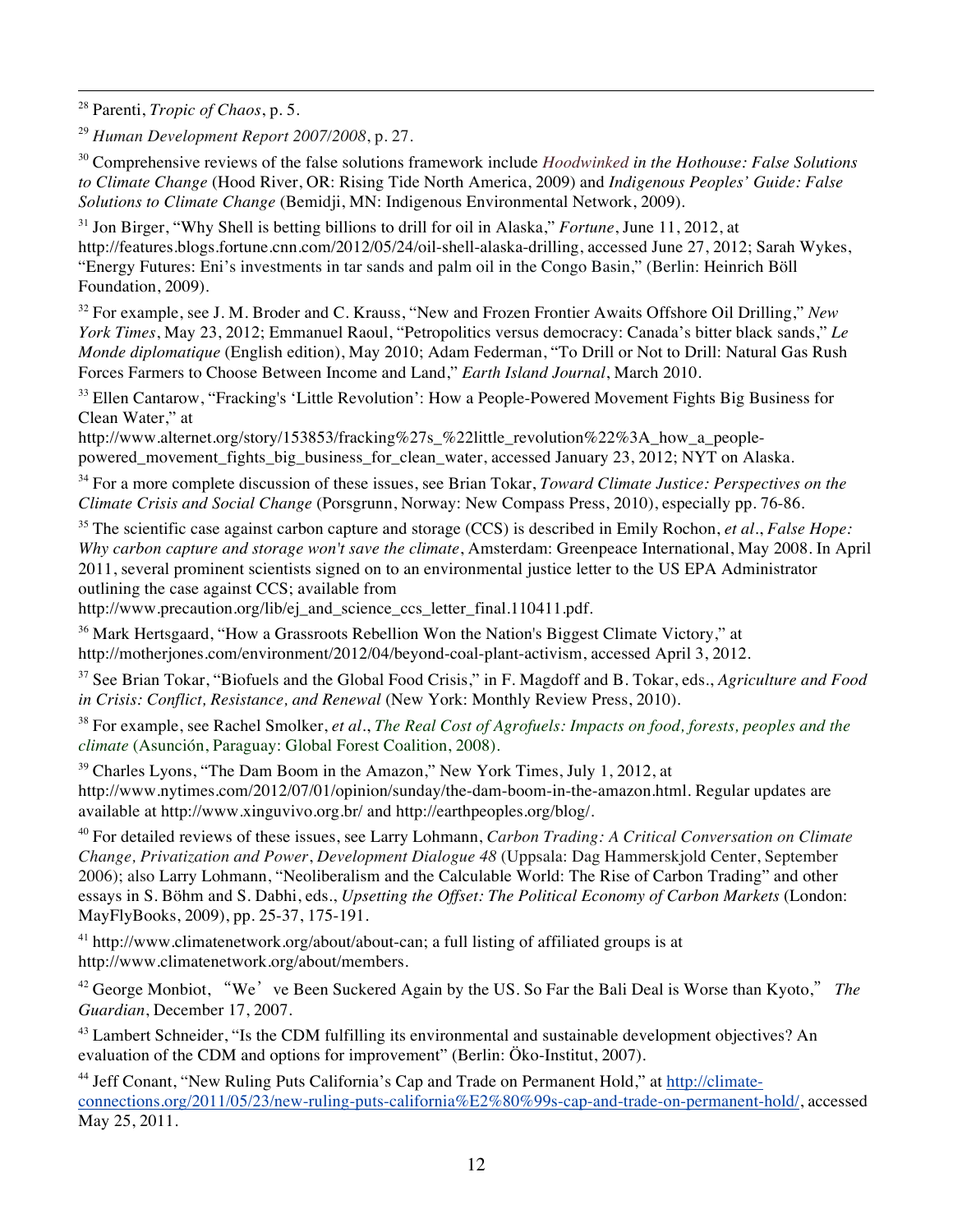[28] Parenti, *Tropic of Chaos*, p. 5.

[29] *Human Development Report 2007/2008*, p. 27.

[30] Comprehensive reviews of the false solutions framework include *Hoodwinked in the Hothouse: False Solutions to Climate Change* (Hood River, OR: Rising Tide North America, 2009) and *Indigenous Peoples' Guide: False Solutions to Climate Change* (Bemidji, MN: Indigenous Environmental Network, 2009).

[31] Jon Birger, "Why Shell is betting billions to drill for oil in Alaska," *Fortune*, June 11, 2012, at http://features.blogs.fortune.cnn.com/2012/05/24/oil-shell-alaska-drilling, accessed June 27, 2012; Sarah Wykes, "Energy Futures: Eni's investments in tar sands and palm oil in the Congo Basin," (Berlin: Heinrich Böll Foundation, 2009).

[32] For example, see J. M. Broder and C. Krauss, "New and Frozen Frontier Awaits Offshore Oil Drilling," *New York Times*, May 23, 2012; Emmanuel Raoul, "Petropolitics versus democracy: Canada's bitter black sands," *Le Monde diplomatique* (English edition), May 2010; Adam Federman, "To Drill or Not to Drill: Natural Gas Rush Forces Farmers to Choose Between Income and Land," *Earth Island Journal*, March 2010.

[33] Ellen Cantarow, "Fracking's 'Little Revolution': How a People-Powered Movement Fights Big Business for Clean Water," at http://www.alternet.org/story/153853/fracking%27s_%22little_revolution%22%3A_how_a_people-powered_movement_fights_big_business_for_clean_water, accessed January 23, 2012; NYT on Alaska.

[34] For a more complete discussion of these issues, see Brian Tokar, *Toward Climate Justice: Perspectives on the Climate Crisis and Social Change* (Porsgrunn, Norway: New Compass Press, 2010), especially pp. 76-86.

[35] The scientific case against carbon capture and storage (CCS) is described in Emily Rochon, *et al*., *False Hope: Why carbon capture and storage won't save the climate*, Amsterdam: Greenpeace International, May 2008. In April 2011, several prominent scientists signed on to an environmental justice letter to the US EPA Administrator outlining the case against CCS; available from http://www.precaution.org/lib/ej_and_science_ccs_letter_final.110411.pdf.

[36] Mark Hertsgaard, "How a Grassroots Rebellion Won the Nation's Biggest Climate Victory," at http://motherjones.com/environment/2012/04/beyond-coal-plant-activism, accessed April 3, 2012.

[37] See Brian Tokar, "Biofuels and the Global Food Crisis," in F. Magdoff and B. Tokar, eds., *Agriculture and Food in Crisis: Conflict, Resistance, and Renewal* (New York: Monthly Review Press, 2010).

[38] For example, see Rachel Smolker, *et al*., *The Real Cost of Agrofuels: Impacts on food, forests, peoples and the climate* (Asunción, Paraguay: Global Forest Coalition, 2008).

[39] Charles Lyons, "The Dam Boom in the Amazon," New York Times, July 1, 2012, at http://www.nytimes.com/2012/07/01/opinion/sunday/the-dam-boom-in-the-amazon.html. Regular updates are available at http://www.xinguvivo.org.br/ and http://earthpeoples.org/blog/.

[40] For detailed reviews of these issues, see Larry Lohmann, *Carbon Trading: A Critical Conversation on Climate Change, Privatization and Power*, *Development Dialogue 48* (Uppsala: Dag Hammerskjold Center, September 2006); also Larry Lohmann, "Neoliberalism and the Calculable World: The Rise of Carbon Trading" and other essays in S. Böhm and S. Dabhi, eds., *Upsetting the Offset: The Political Economy of Carbon Markets* (London: MayFlyBooks, 2009), pp. 25-37, 175-191.

[41] http://www.climatenetwork.org/about/about-can; a full listing of affiliated groups is at http://www.climatenetwork.org/about/members.

[42] George Monbiot, "We've Been Suckered Again by the US. So Far the Bali Deal is Worse than Kyoto," *The Guardian*, December 17, 2007.

[43] Lambert Schneider, "Is the CDM fulfilling its environmental and sustainable development objectives? An evaluation of the CDM and options for improvement" (Berlin: Öko-Institut, 2007).

[44] Jeff Conant, "New Ruling Puts California's Cap and Trade on Permanent Hold," at http://climate-connections.org/2011/05/23/new-ruling-puts-california%E2%80%99s-cap-and-trade-on-permanent-hold/, accessed May 25, 2011.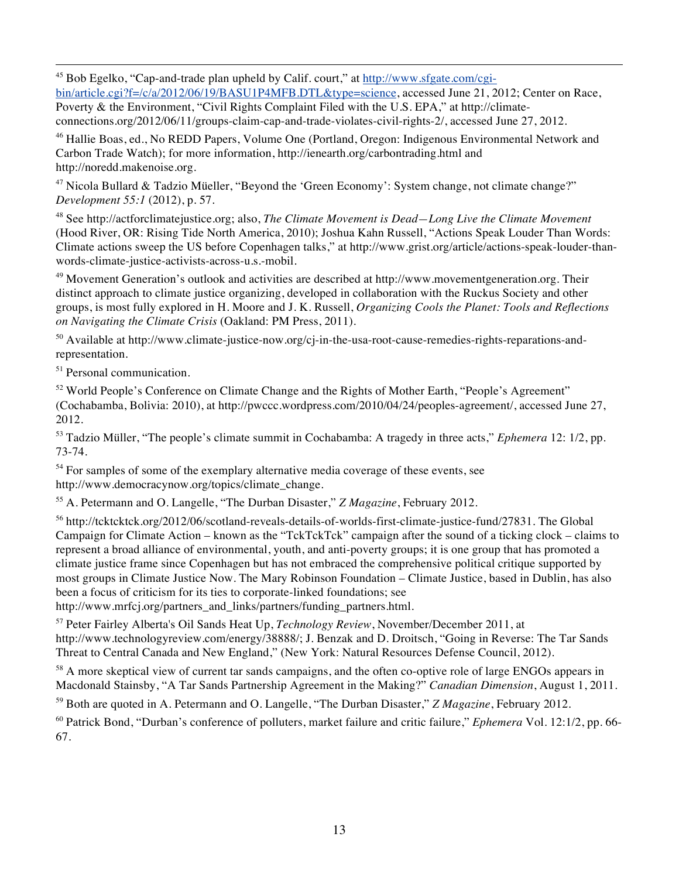[45] Bob Egelko, "Cap-and-trade plan upheld by Calif. court," at http://www.sfgate.com/cgi-bin/article.cgi?f=/c/a/2012/06/19/BASU1P4MFB.DTL&type=science, accessed June 21, 2012; Center on Race, Poverty & the Environment, "Civil Rights Complaint Filed with the U.S. EPA," at http://climate-connections.org/2012/06/11/groups-claim-cap-and-trade-violates-civil-rights-2/, accessed June 27, 2012.

[46] Hallie Boas, ed., No REDD Papers, Volume One (Portland, Oregon: Indigenous Environmental Network and Carbon Trade Watch); for more information, http://ienearth.org/carbontrading.html and http://noredd.makenoise.org.

[47] Nicola Bullard & Tadzio Müeller, "Beyond the 'Green Economy': System change, not climate change?" *Development 55:1* (2012), p. 57.

[48] See http://actforclimatejustice.org; also, *The Climate Movement is Dead—Long Live the Climate Movement* (Hood River, OR: Rising Tide North America, 2010); Joshua Kahn Russell, "Actions Speak Louder Than Words: Climate actions sweep the US before Copenhagen talks," at http://www.grist.org/article/actions-speak-louder-than-words-climate-justice-activists-across-u.s.-mobil.

[49] Movement Generation's outlook and activities are described at http://www.movementgeneration.org. Their distinct approach to climate justice organizing, developed in collaboration with the Ruckus Society and other groups, is most fully explored in H. Moore and J. K. Russell, *Organizing Cools the Planet: Tools and Reflections on Navigating the Climate Crisis* (Oakland: PM Press, 2011).

[50] Available at http://www.climate-justice-now.org/cj-in-the-usa-root-cause-remedies-rights-reparations-and-representation.

[51] Personal communication.

[52] World People's Conference on Climate Change and the Rights of Mother Earth, "People's Agreement" (Cochabamba, Bolivia: 2010), at http://pwccc.wordpress.com/2010/04/24/peoples-agreement/, accessed June 27, 2012.

[53] Tadzio Müller, "The people's climate summit in Cochabamba: A tragedy in three acts," *Ephemera* 12: 1/2, pp. 73-74.

[54] For samples of some of the exemplary alternative media coverage of these events, see http://www.democracynow.org/topics/climate_change.

[55] A. Petermann and O. Langelle, "The Durban Disaster," *Z Magazine*, February 2012.

[56] http://tcktcktck.org/2012/06/scotland-reveals-details-of-worlds-first-climate-justice-fund/27831. The Global Campaign for Climate Action – known as the "TckTckTck" campaign after the sound of a ticking clock – claims to represent a broad alliance of environmental, youth, and anti-poverty groups; it is one group that has promoted a climate justice frame since Copenhagen but has not embraced the comprehensive political critique supported by most groups in Climate Justice Now. The Mary Robinson Foundation – Climate Justice, based in Dublin, has also been a focus of criticism for its ties to corporate-linked foundations; see http://www.mrfcj.org/partners_and_links/partners/funding_partners.html.

[57] Peter Fairley Alberta's Oil Sands Heat Up, *Technology Review*, November/December 2011, at http://www.technologyreview.com/energy/38888/; J. Benzak and D. Droitsch, "Going in Reverse: The Tar Sands Threat to Central Canada and New England," (New York: Natural Resources Defense Council, 2012).

[58] A more skeptical view of current tar sands campaigns, and the often co-optive role of large ENGOs appears in Macdonald Stainsby, "A Tar Sands Partnership Agreement in the Making?" *Canadian Dimension*, August 1, 2011.

[59] Both are quoted in A. Petermann and O. Langelle, "The Durban Disaster," *Z Magazine*, February 2012.

[60] Patrick Bond, "Durban's conference of polluters, market failure and critic failure," *Ephemera* Vol. 12:1/2, pp. 66-67.